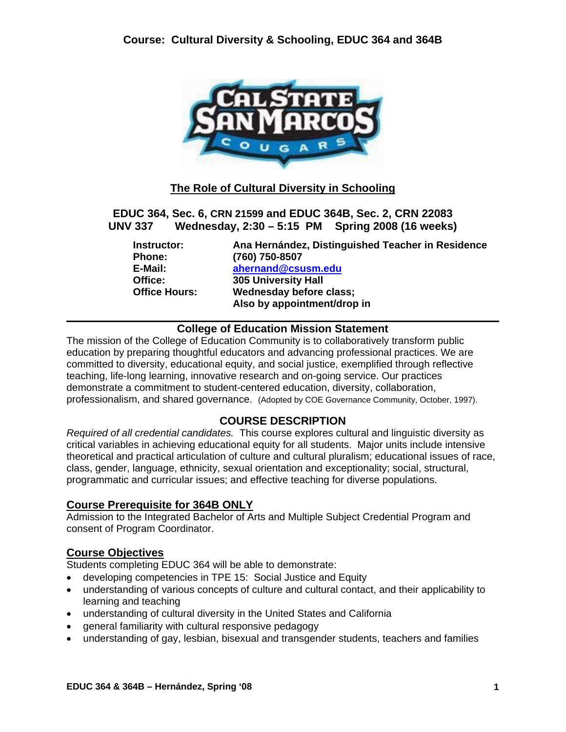# Course: Cultural Diversity & Schooling, EDUC 364 and 364B

## The Role of Cultural Diversity in Schooling

**EDUC 364, Sec. 6, CRN 21599 and EDUC 364B, Sec. 2, CRN 22083**
**UNV 337 Wednesday, 2:30 – 5:15 PM Spring 2008 (16 weeks)**

| | |
|---|---|
| **Instructor:** | **Ana Hernández, Distinguished Teacher in Residence** |
| **Phone:** | **(760) 750-8507** |
| **E-Mail:** | **ahernand@csusm.edu** |
| **Office:** | **305 University Hall** |
| **Office Hours:** | **Wednesday before class; Also by appointment/drop in** |

---

### College of Education Mission Statement

The mission of the College of Education Community is to collaboratively transform public education by preparing thoughtful educators and advancing professional practices. We are committed to diversity, educational equity, and social justice, exemplified through reflective teaching, life-long learning, innovative research and on-going service. Our practices demonstrate a commitment to student-centered education, diversity, collaboration, professionalism, and shared governance. (Adopted by COE Governance Community, October, 1997).

### COURSE DESCRIPTION

*Required of all credential candidates.* This course explores cultural and linguistic diversity as critical variables in achieving educational equity for all students. Major units include intensive theoretical and practical articulation of culture and cultural pluralism; educational issues of race, class, gender, language, ethnicity, sexual orientation and exceptionality; social, structural, programmatic and curricular issues; and effective teaching for diverse populations.

### Course Prerequisite for 364B ONLY

Admission to the Integrated Bachelor of Arts and Multiple Subject Credential Program and consent of Program Coordinator.

### Course Objectives

Students completing EDUC 364 will be able to demonstrate:

- developing competencies in TPE 15: Social Justice and Equity
- understanding of various concepts of culture and cultural contact, and their applicability to learning and teaching
- understanding of cultural diversity in the United States and California
- general familiarity with cultural responsive pedagogy
- understanding of gay, lesbian, bisexual and transgender students, teachers and families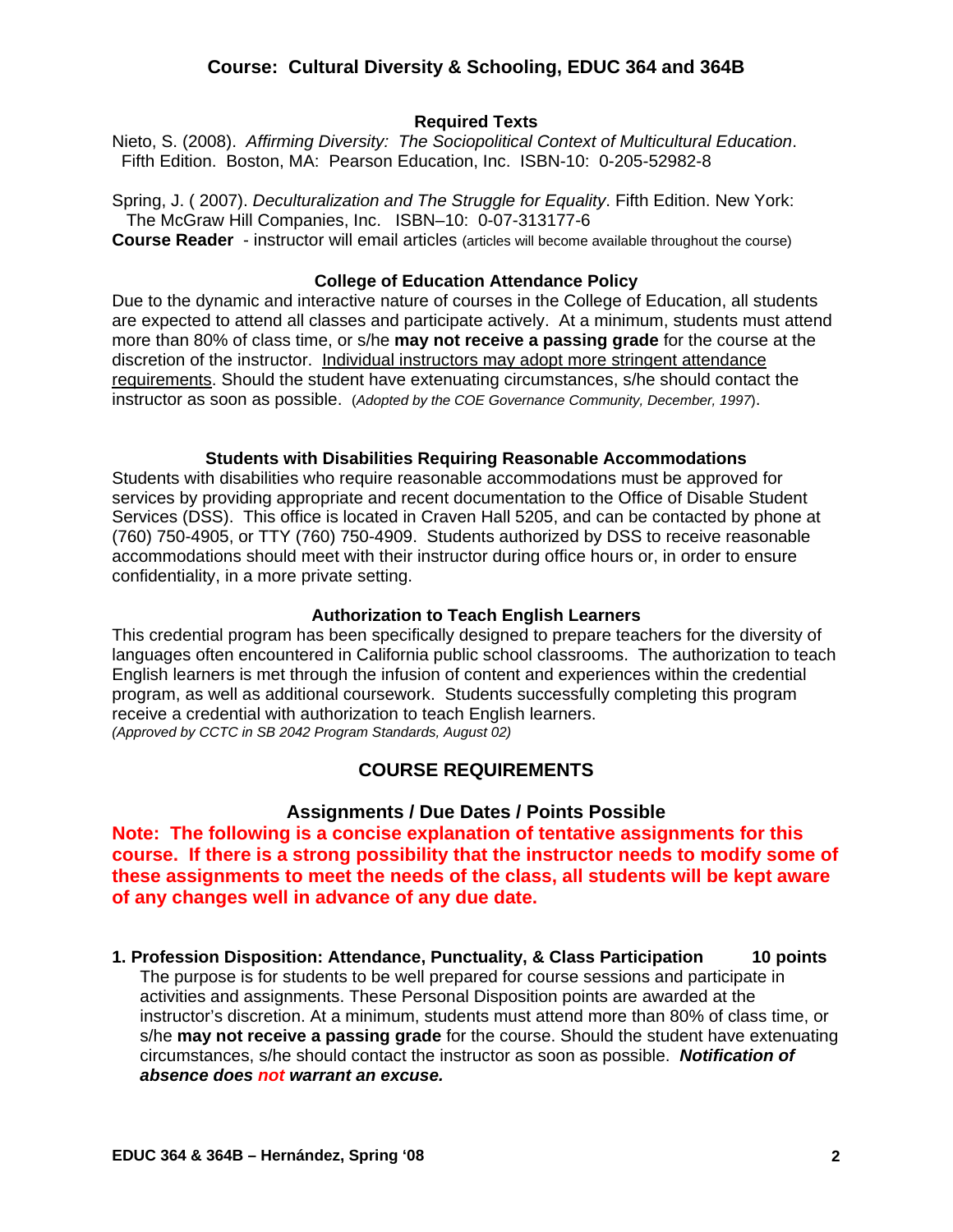## Course: Cultural Diversity & Schooling, EDUC 364 and 364B

### Required Texts

Nieto, S. (2008). *Affirming Diversity: The Sociopolitical Context of Multicultural Education*. Fifth Edition. Boston, MA: Pearson Education, Inc. ISBN-10: 0-205-52982-8

Spring, J. ( 2007). *Deculturalization and The Struggle for Equality*. Fifth Edition. New York: The McGraw Hill Companies, Inc. ISBN–10: 0-07-313177-6

**Course Reader** - instructor will email articles (articles will become available throughout the course)

### College of Education Attendance Policy

Due to the dynamic and interactive nature of courses in the College of Education, all students are expected to attend all classes and participate actively. At a minimum, students must attend more than 80% of class time, or s/he **may not receive a passing grade** for the course at the discretion of the instructor. <u>Individual instructors may adopt more stringent attendance requirements</u>. Should the student have extenuating circumstances, s/he should contact the instructor as soon as possible. (*Adopted by the COE Governance Community, December, 1997*).

### Students with Disabilities Requiring Reasonable Accommodations

Students with disabilities who require reasonable accommodations must be approved for services by providing appropriate and recent documentation to the Office of Disable Student Services (DSS). This office is located in Craven Hall 5205, and can be contacted by phone at (760) 750-4905, or TTY (760) 750-4909. Students authorized by DSS to receive reasonable accommodations should meet with their instructor during office hours or, in order to ensure confidentiality, in a more private setting.

### Authorization to Teach English Learners

This credential program has been specifically designed to prepare teachers for the diversity of languages often encountered in California public school classrooms. The authorization to teach English learners is met through the infusion of content and experiences within the credential program, as well as additional coursework. Students successfully completing this program receive a credential with authorization to teach English learners.
*(Approved by CCTC in SB 2042 Program Standards, August 02)*

## COURSE REQUIREMENTS

### Assignments / Due Dates / Points Possible

**Note: The following is a concise explanation of tentative assignments for this course. If there is a strong possibility that the instructor needs to modify some of these assignments to meet the needs of the class, all students will be kept aware of any changes well in advance of any due date.**

**1. Profession Disposition: Attendance, Punctuality, & Class Participation 10 points**

The purpose is for students to be well prepared for course sessions and participate in activities and assignments. These Personal Disposition points are awarded at the instructor's discretion. At a minimum, students must attend more than 80% of class time, or s/he **may not receive a passing grade** for the course. Should the student have extenuating circumstances, s/he should contact the instructor as soon as possible. ***Notification of absence does not warrant an excuse.***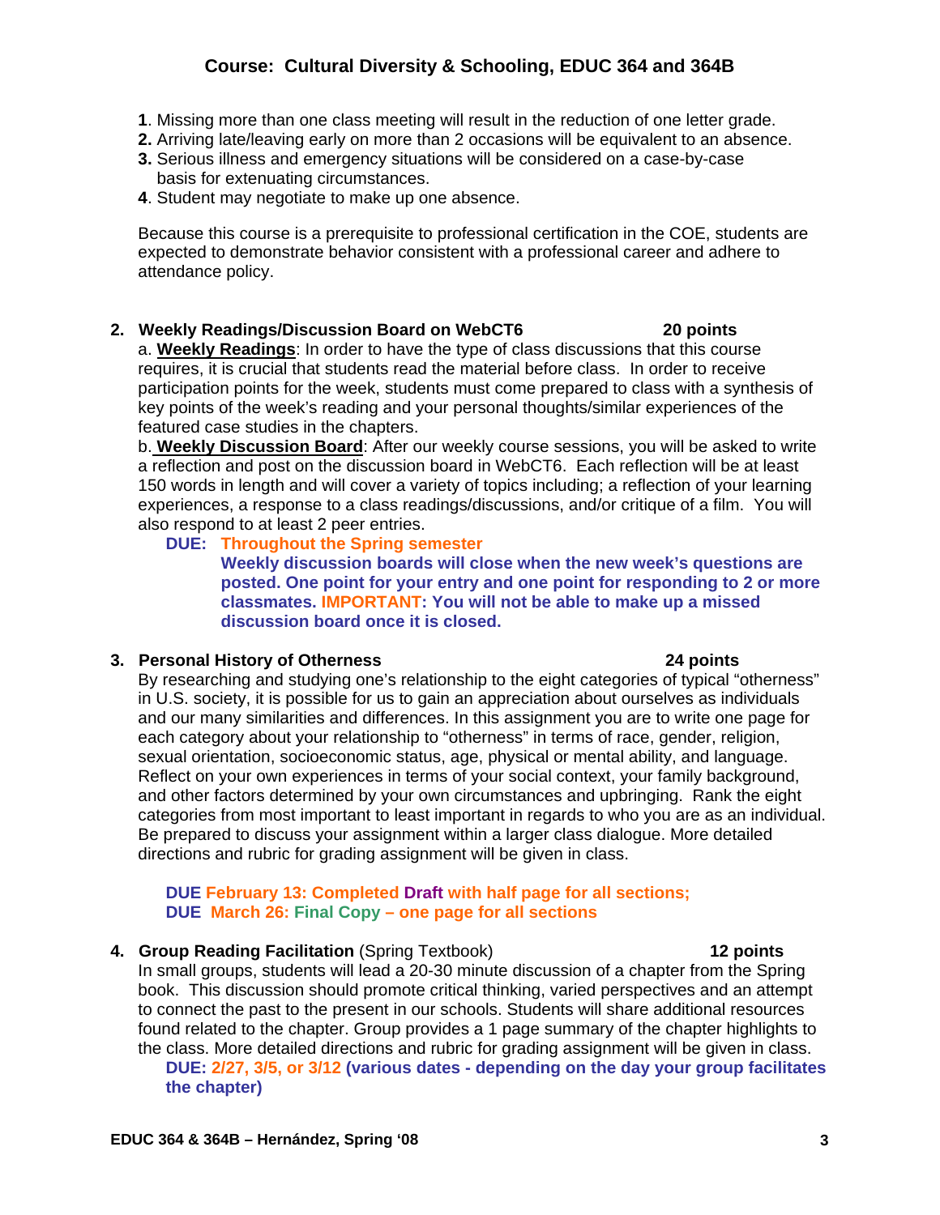## Course: Cultural Diversity & Schooling, EDUC 364 and 364B

1. Missing more than one class meeting will result in the reduction of one letter grade.
2. Arriving late/leaving early on more than 2 occasions will be equivalent to an absence.
3. Serious illness and emergency situations will be considered on a case-by-case basis for extenuating circumstances.
4. Student may negotiate to make up one absence.

Because this course is a prerequisite to professional certification in the COE, students are expected to demonstrate behavior consistent with a professional career and adhere to attendance policy.

**2. Weekly Readings/Discussion Board on WebCT6 — 20 points**

a. **Weekly Readings**: In order to have the type of class discussions that this course requires, it is crucial that students read the material before class. In order to receive participation points for the week, students must come prepared to class with a synthesis of key points of the week's reading and your personal thoughts/similar experiences of the featured case studies in the chapters.

b. **Weekly Discussion Board**: After our weekly course sessions, you will be asked to write a reflection and post on the discussion board in WebCT6. Each reflection will be at least 150 words in length and will cover a variety of topics including; a reflection of your learning experiences, a response to a class readings/discussions, and/or critique of a film. You will also respond to at least 2 peer entries.

**DUE: Throughout the Spring semester**
**Weekly discussion boards will close when the new week's questions are posted. One point for your entry and one point for responding to 2 or more classmates. IMPORTANT: You will not be able to make up a missed discussion board once it is closed.**

**3. Personal History of Otherness — 24 points**

By researching and studying one's relationship to the eight categories of typical "otherness" in U.S. society, it is possible for us to gain an appreciation about ourselves as individuals and our many similarities and differences. In this assignment you are to write one page for each category about your relationship to "otherness" in terms of race, gender, religion, sexual orientation, socioeconomic status, age, physical or mental ability, and language. Reflect on your own experiences in terms of your social context, your family background, and other factors determined by your own circumstances and upbringing. Rank the eight categories from most important to least important in regards to who you are as an individual. Be prepared to discuss your assignment within a larger class dialogue. More detailed directions and rubric for grading assignment will be given in class.

**DUE February 13: Completed Draft with half page for all sections;**
**DUE March 26: Final Copy – one page for all sections**

**4. Group Reading Facilitation** (Spring Textbook) **— 12 points**

In small groups, students will lead a 20-30 minute discussion of a chapter from the Spring book. This discussion should promote critical thinking, varied perspectives and an attempt to connect the past to the present in our schools. Students will share additional resources found related to the chapter. Group provides a 1 page summary of the chapter highlights to the class. More detailed directions and rubric for grading assignment will be given in class.

**DUE: 2/27, 3/5, or 3/12 (various dates - depending on the day your group facilitates the chapter)**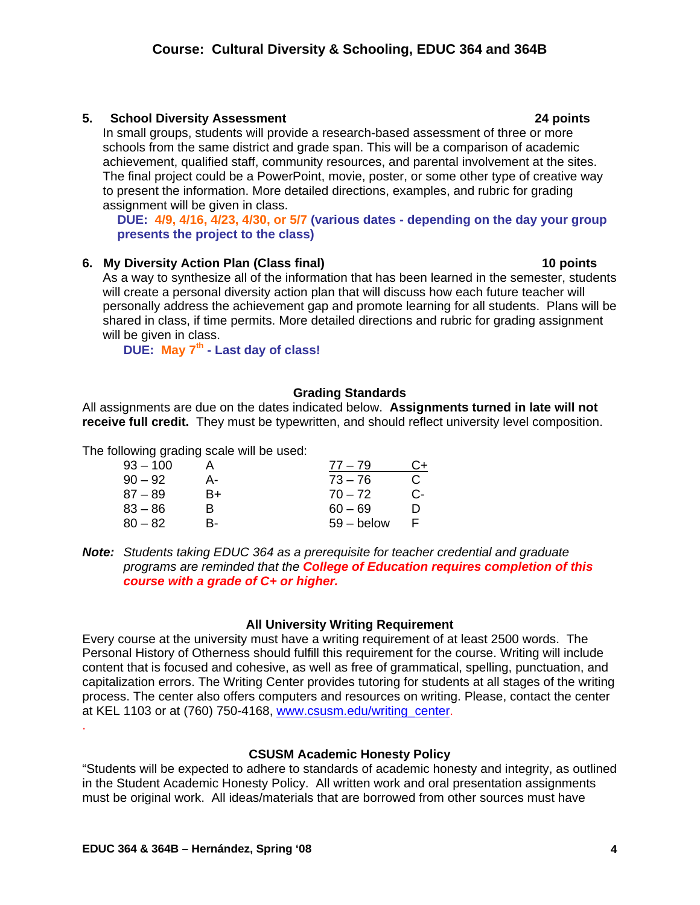Course: Cultural Diversity & Schooling, EDUC 364 and 364B

**5. School Diversity Assessment** **24 points**

In small groups, students will provide a research-based assessment of three or more schools from the same district and grade span. This will be a comparison of academic achievement, qualified staff, community resources, and parental involvement at the sites. The final project could be a PowerPoint, movie, poster, or some other type of creative way to present the information. More detailed directions, examples, and rubric for grading assignment will be given in class.

**DUE: 4/9, 4/16, 4/23, 4/30, or 5/7 (various dates - depending on the day your group presents the project to the class)**

**6. My Diversity Action Plan (Class final)** **10 points**

As a way to synthesize all of the information that has been learned in the semester, students will create a personal diversity action plan that will discuss how each future teacher will personally address the achievement gap and promote learning for all students. Plans will be shared in class, if time permits. More detailed directions and rubric for grading assignment will be given in class.

**DUE: May 7th - Last day of class!**

### Grading Standards

All assignments are due on the dates indicated below. **Assignments turned in late will not receive full credit.** They must be typewritten, and should reflect university level composition.

The following grading scale will be used:

| | | | |
|---|---|---|---|
| 93 – 100 | A | 77 – 79 | C+ |
| 90 – 92 | A- | 73 – 76 | C |
| 87 – 89 | B+ | 70 – 72 | C- |
| 83 – 86 | B | 60 – 69 | D |
| 80 – 82 | B- | 59 – below | F |

***Note:*** *Students taking EDUC 364 as a prerequisite for teacher credential and graduate programs are reminded that the* ***College of Education requires completion of this course with a grade of C+ or higher.***

### All University Writing Requirement

Every course at the university must have a writing requirement of at least 2500 words. The Personal History of Otherness should fulfill this requirement for the course. Writing will include content that is focused and cohesive, as well as free of grammatical, spelling, punctuation, and capitalization errors. The Writing Center provides tutoring for students at all stages of the writing process. The center also offers computers and resources on writing. Please, contact the center at KEL 1103 or at (760) 750-4168, www.csusm.edu/writing_center.

### CSUSM Academic Honesty Policy

"Students will be expected to adhere to standards of academic honesty and integrity, as outlined in the Student Academic Honesty Policy. All written work and oral presentation assignments must be original work. All ideas/materials that are borrowed from other sources must have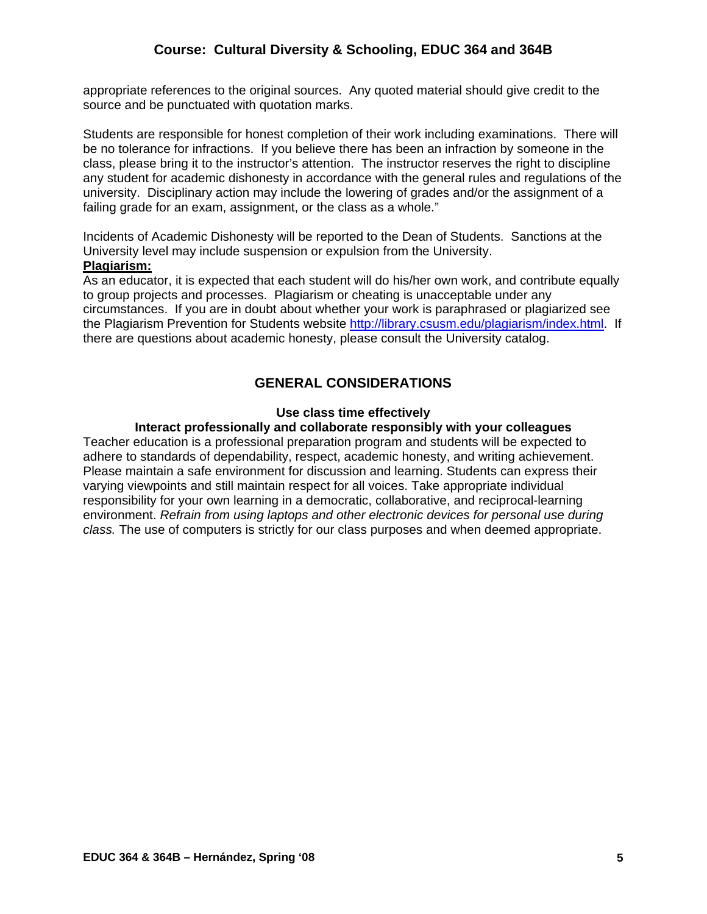appropriate references to the original sources. Any quoted material should give credit to the source and be punctuated with quotation marks.

Students are responsible for honest completion of their work including examinations. There will be no tolerance for infractions. If you believe there has been an infraction by someone in the class, please bring it to the instructor's attention. The instructor reserves the right to discipline any student for academic dishonesty in accordance with the general rules and regulations of the university. Disciplinary action may include the lowering of grades and/or the assignment of a failing grade for an exam, assignment, or the class as a whole."

Incidents of Academic Dishonesty will be reported to the Dean of Students. Sanctions at the University level may include suspension or expulsion from the University.

**Plagiarism:**

As an educator, it is expected that each student will do his/her own work, and contribute equally to group projects and processes. Plagiarism or cheating is unacceptable under any circumstances. If you are in doubt about whether your work is paraphrased or plagiarized see the Plagiarism Prevention for Students website http://library.csusm.edu/plagiarism/index.html. If there are questions about academic honesty, please consult the University catalog.

## GENERAL CONSIDERATIONS

**Use class time effectively**

**Interact professionally and collaborate responsibly with your colleagues**

Teacher education is a professional preparation program and students will be expected to adhere to standards of dependability, respect, academic honesty, and writing achievement. Please maintain a safe environment for discussion and learning. Students can express their varying viewpoints and still maintain respect for all voices. Take appropriate individual responsibility for your own learning in a democratic, collaborative, and reciprocal-learning environment. *Refrain from using laptops and other electronic devices for personal use during class.* The use of computers is strictly for our class purposes and when deemed appropriate.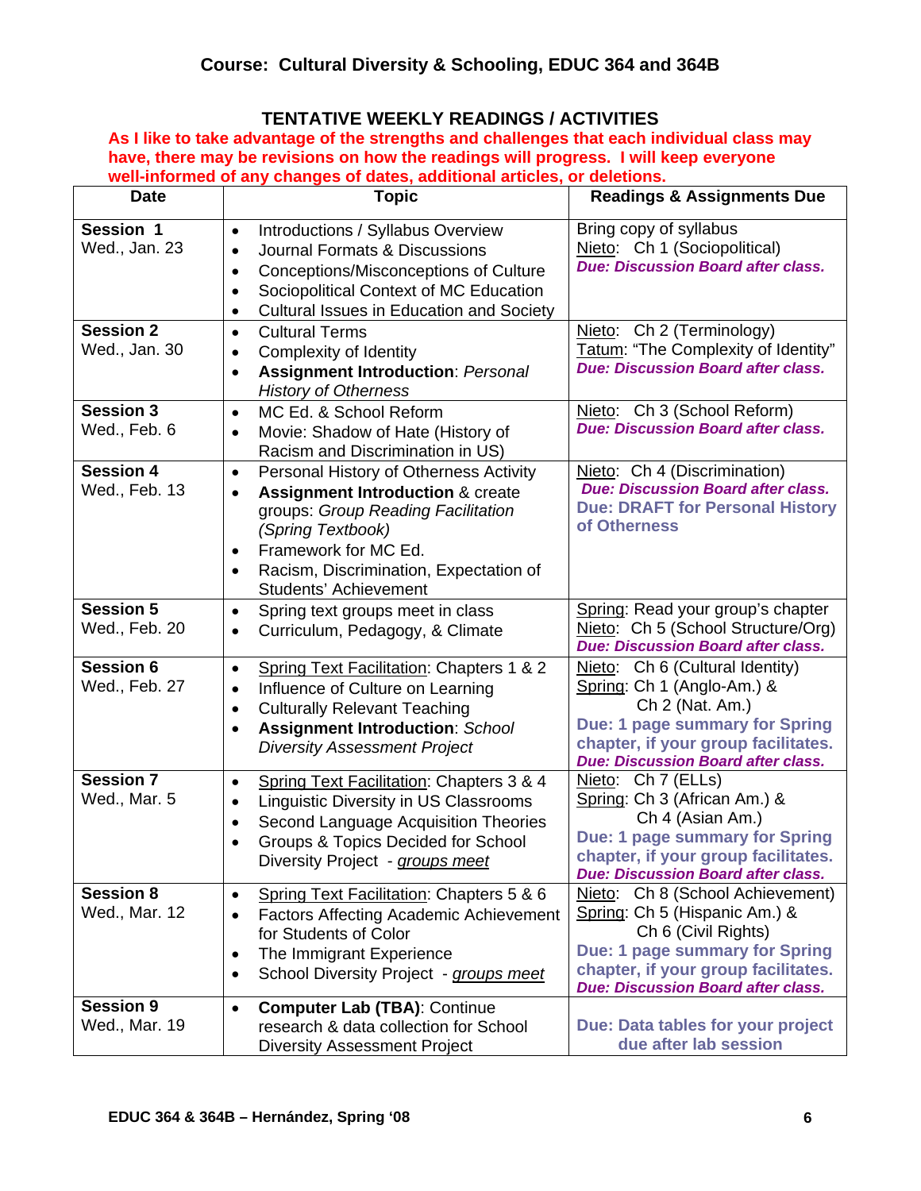## Course: Cultural Diversity & Schooling, EDUC 364 and 364B

### TENTATIVE WEEKLY READINGS / ACTIVITIES

**As I like to take advantage of the strengths and challenges that each individual class may have, there may be revisions on how the readings will progress. I will keep everyone well-informed of any changes of dates, additional articles, or deletions.**

| Date | Topic | Readings & Assignments Due |
|---|---|---|
| **Session 1** Wed., Jan. 23 | • Introductions / Syllabus Overview<br>• Journal Formats & Discussions<br>• Conceptions/Misconceptions of Culture<br>• Sociopolitical Context of MC Education<br>• Cultural Issues in Education and Society | Bring copy of syllabus<br>Nieto: Ch 1 (Sociopolitical)<br>***Due: Discussion Board after class.*** |
| **Session 2** Wed., Jan. 30 | • Cultural Terms<br>• Complexity of Identity<br>• **Assignment Introduction**: *Personal History of Otherness* | Nieto: Ch 2 (Terminology)<br>Tatum: "The Complexity of Identity"<br>***Due: Discussion Board after class.*** |
| **Session 3** Wed., Feb. 6 | • MC Ed. & School Reform<br>• Movie: Shadow of Hate (History of Racism and Discrimination in US) | Nieto: Ch 3 (School Reform)<br>***Due: Discussion Board after class.*** |
| **Session 4** Wed., Feb. 13 | • Personal History of Otherness Activity<br>• **Assignment Introduction** & create groups: *Group Reading Facilitation (Spring Textbook)*<br>• Framework for MC Ed.<br>• Racism, Discrimination, Expectation of Students' Achievement | Nieto: Ch 4 (Discrimination)<br>***Due: Discussion Board after class.***<br>**Due: DRAFT for Personal History of Otherness** |
| **Session 5** Wed., Feb. 20 | • Spring text groups meet in class<br>• Curriculum, Pedagogy, & Climate | Spring: Read your group's chapter<br>Nieto: Ch 5 (School Structure/Org)<br>***Due: Discussion Board after class.*** |
| **Session 6** Wed., Feb. 27 | • Spring Text Facilitation: Chapters 1 & 2<br>• Influence of Culture on Learning<br>• Culturally Relevant Teaching<br>• **Assignment Introduction**: *School Diversity Assessment Project* | Nieto: Ch 6 (Cultural Identity)<br>Spring: Ch 1 (Anglo-Am.) & Ch 2 (Nat. Am.)<br>**Due: 1 page summary for Spring chapter, if your group facilitates.**<br>***Due: Discussion Board after class.*** |
| **Session 7** Wed., Mar. 5 | • Spring Text Facilitation: Chapters 3 & 4<br>• Linguistic Diversity in US Classrooms<br>• Second Language Acquisition Theories<br>• Groups & Topics Decided for School Diversity Project - *groups meet* | Nieto: Ch 7 (ELLs)<br>Spring: Ch 3 (African Am.) & Ch 4 (Asian Am.)<br>**Due: 1 page summary for Spring chapter, if your group facilitates.**<br>***Due: Discussion Board after class.*** |
| **Session 8** Wed., Mar. 12 | • Spring Text Facilitation: Chapters 5 & 6<br>• Factors Affecting Academic Achievement for Students of Color<br>• The Immigrant Experience<br>• School Diversity Project - *groups meet* | Nieto: Ch 8 (School Achievement)<br>Spring: Ch 5 (Hispanic Am.) & Ch 6 (Civil Rights)<br>**Due: 1 page summary for Spring chapter, if your group facilitates.**<br>***Due: Discussion Board after class.*** |
| **Session 9** Wed., Mar. 19 | • **Computer Lab (TBA)**: Continue research & data collection for School Diversity Assessment Project | **Due: Data tables for your project due after lab session** |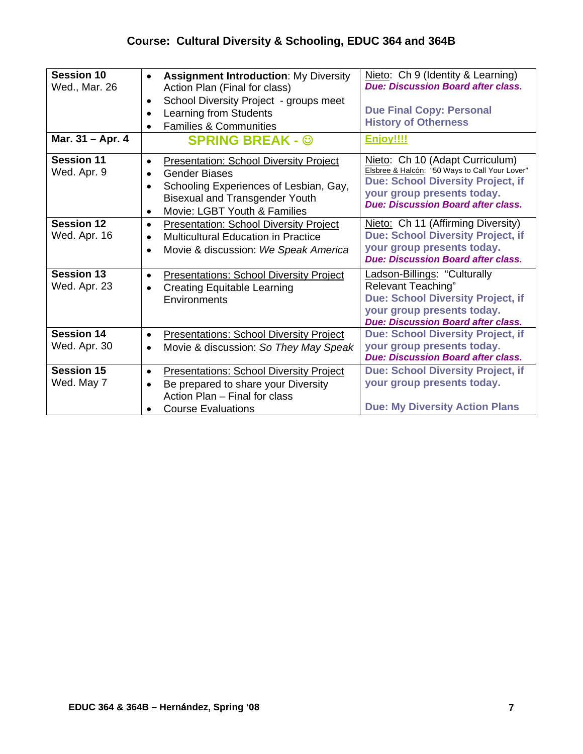## Course: Cultural Diversity & Schooling, EDUC 364 and 364B

| Session | Topics | Readings / Due |
|---|---|---|
| **Session 10** Wed., Mar. 26 | • **Assignment Introduction**: My Diversity Action Plan (Final for class) <br> • School Diversity Project - groups meet <br> • Learning from Students <br> • Families & Communities | Nieto: Ch 9 (Identity & Learning) <br> ***Due: Discussion Board after class.*** <br> **Due Final Copy: Personal History of Otherness** |
| **Mar. 31 – Apr. 4** | **SPRING BREAK - ☺** | **Enjoy!!!!** |
| **Session 11** Wed. Apr. 9 | • Presentation: School Diversity Project <br> • Gender Biases <br> • Schooling Experiences of Lesbian, Gay, Bisexual and Transgender Youth <br> • Movie: LGBT Youth & Families | Nieto: Ch 10 (Adapt Curriculum) <br> Elsbree & Halcón: "50 Ways to Call Your Lover" <br> **Due: School Diversity Project, if your group presents today.** <br> ***Due: Discussion Board after class.*** |
| **Session 12** Wed. Apr. 16 | • Presentation: School Diversity Project <br> • Multicultural Education in Practice <br> • Movie & discussion: *We Speak America* | Nieto: Ch 11 (Affirming Diversity) <br> **Due: School Diversity Project, if your group presents today.** <br> ***Due: Discussion Board after class.*** |
| **Session 13** Wed. Apr. 23 | • Presentations: School Diversity Project <br> • Creating Equitable Learning Environments | Ladson-Billings: "Culturally Relevant Teaching" <br> **Due: School Diversity Project, if your group presents today.** <br> ***Due: Discussion Board after class.*** |
| **Session 14** Wed. Apr. 30 | • Presentations: School Diversity Project <br> • Movie & discussion: *So They May Speak* | **Due: School Diversity Project, if your group presents today.** <br> ***Due: Discussion Board after class.*** |
| **Session 15** Wed. May 7 | • Presentations: School Diversity Project <br> • Be prepared to share your Diversity Action Plan – Final for class <br> • Course Evaluations | **Due: School Diversity Project, if your group presents today.** <br> **Due: My Diversity Action Plans** |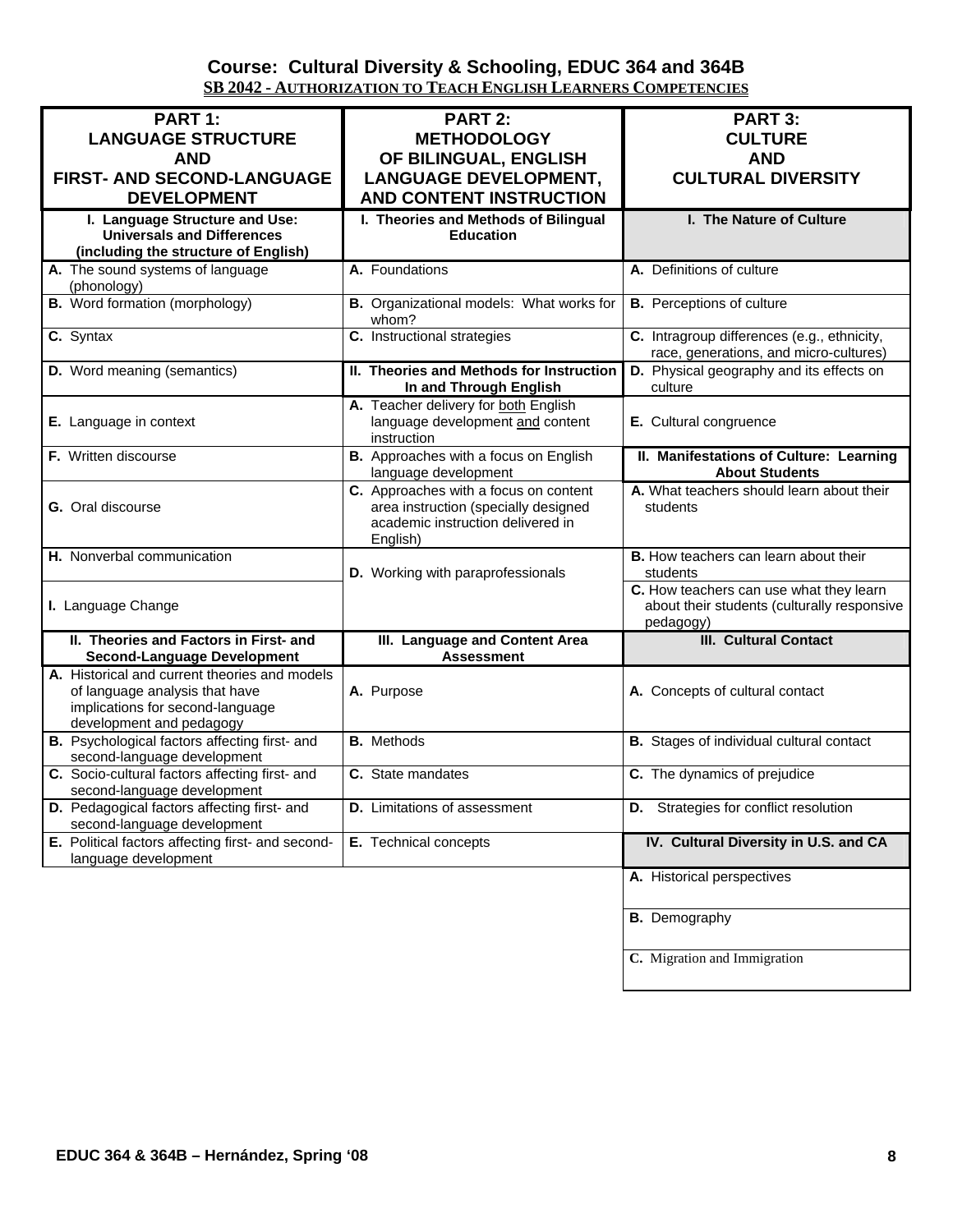## Course: Cultural Diversity & Schooling, EDUC 364 and 364B

**SB 2042 - AUTHORIZATION TO TEACH ENGLISH LEARNERS COMPETENCIES**

| **PART 1: LANGUAGE STRUCTURE AND FIRST- AND SECOND-LANGUAGE DEVELOPMENT** | **PART 2: METHODOLOGY OF BILINGUAL, ENGLISH LANGUAGE DEVELOPMENT, AND CONTENT INSTRUCTION** | **PART 3: CULTURE AND CULTURAL DIVERSITY** |
|---|---|---|
| **I. Language Structure and Use: Universals and Differences (including the structure of English)** | **I. Theories and Methods of Bilingual Education** | **I. The Nature of Culture** |
| **A.** The sound systems of language (phonology) | **A.** Foundations | **A.** Definitions of culture |
| **B.** Word formation (morphology) | **B.** Organizational models: What works for whom? | **B.** Perceptions of culture |
| **C.** Syntax | **C.** Instructional strategies | **C.** Intragroup differences (e.g., ethnicity, race, generations, and micro-cultures) |
| **D.** Word meaning (semantics) | **II. Theories and Methods for Instruction In and Through English** | **D.** Physical geography and its effects on culture |
| **E.** Language in context | **A.** Teacher delivery for both English language development and content instruction | **E.** Cultural congruence |
| **F.** Written discourse | **B.** Approaches with a focus on English language development | **II. Manifestations of Culture: Learning About Students** |
| **G.** Oral discourse | **C.** Approaches with a focus on content area instruction (specially designed academic instruction delivered in English) | **A.** What teachers should learn about their students |
| **H.** Nonverbal communication | **D.** Working with paraprofessionals | **B.** How teachers can learn about their students |
| **I.** Language Change | | **C.** How teachers can use what they learn about their students (culturally responsive pedagogy) |
| **II. Theories and Factors in First- and Second-Language Development** | **III. Language and Content Area Assessment** | **III. Cultural Contact** |
| **A.** Historical and current theories and models of language analysis that have implications for second-language development and pedagogy | **A.** Purpose | **A.** Concepts of cultural contact |
| **B.** Psychological factors affecting first- and second-language development | **B.** Methods | **B.** Stages of individual cultural contact |
| **C.** Socio-cultural factors affecting first- and second-language development | **C.** State mandates | **C.** The dynamics of prejudice |
| **D.** Pedagogical factors affecting first- and second-language development | **D.** Limitations of assessment | **D.** Strategies for conflict resolution |
| **E.** Political factors affecting first- and second-language development | **E.** Technical concepts | **IV. Cultural Diversity in U.S. and CA** |
| | | **A.** Historical perspectives |
| | | **B.** Demography |
| | | **C.** Migration and Immigration |